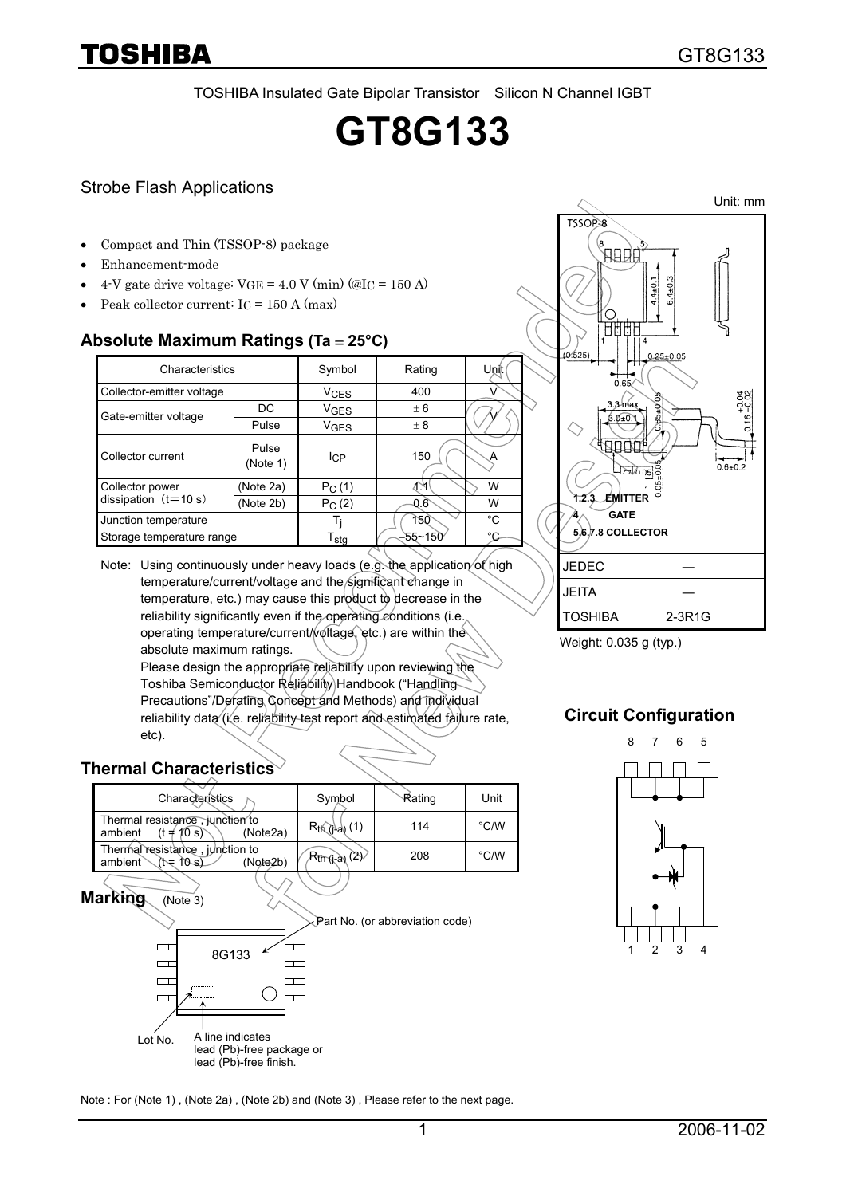TOSHIBA Insulated Gate Bipolar Transistor Silicon N Channel IGBT

# GT8G133

## Strobe Flash Applications

- Compact and Thin (TSSOP-8) package
- Enhancement-mode
- 4-V gate drive voltage: $V_{GE}$ = 4.0 V (min) (@$I_C$ = 150 A)
- Peak collector current: $I_C$ = 150 A (max)

## Absolute Maximum Ratings (Ta = 25°C)

| Characteristics | | Symbol | Rating | Unit |
|---|---|---|---|---|
| Collector-emitter voltage | | $V_{CES}$ | 400 | V |
| Gate-emitter voltage | DC | $V_{GES}$ | ± 6 | V |
| | Pulse | $V_{GES}$ | ± 8 | |
| Collector current | Pulse (Note 1) | $I_{CP}$ | 150 | A |
| Collector power dissipation (t = 10 s) | (Note 2a) | $P_C$ (1) | 1.1 | W |
| | (Note 2b) | $P_C$ (2) | 0.6 | W |
| Junction temperature | | $T_j$ | 150 | °C |
| Storage temperature range | | $T_{stg}$ | −55~150 | °C |

Note: Using continuously under heavy loads (e.g. the application of high temperature/current/voltage and the significant change in temperature, etc.) may cause this product to decrease in the reliability significantly even if the operating conditions (i.e. operating temperature/current/voltage, etc.) are within the absolute maximum ratings.
Please design the appropriate reliability upon reviewing the Toshiba Semiconductor Reliability Handbook ("Handling Precautions"/Derating Concept and Methods) and individual reliability data (i.e. reliability test report and estimated failure rate, etc).

Unit: mm

TSSOP-8

1.2.3 EMITTER
4 GATE
5.6.7.8 COLLECTOR

| JEDEC | ― |
|---|---|
| JEITA | ― |
| TOSHIBA | 2-3R1G |

Weight: 0.035 g (typ.)

## Thermal Characteristics

| Characteristics | Symbol | Rating | Unit |
|---|---|---|---|
| Thermal resistance , junction to ambient (t = 10 s) (Note2a) | $R_{th (j-a)}$ (1) | 114 | °C/W |
| Thermal resistance , junction to ambient (t = 10 s) (Note2b) | $R_{th (j-a)}$ (2) | 208 | °C/W |

## Circuit Configuration

## Marking (Note 3)

8G133

Part No. (or abbreviation code)

Lot No.

A line indicates lead (Pb)-free package or lead (Pb)-free finish.

Note : For (Note 1) , (Note 2a) , (Note 2b) and (Note 3) , Please refer to the next page.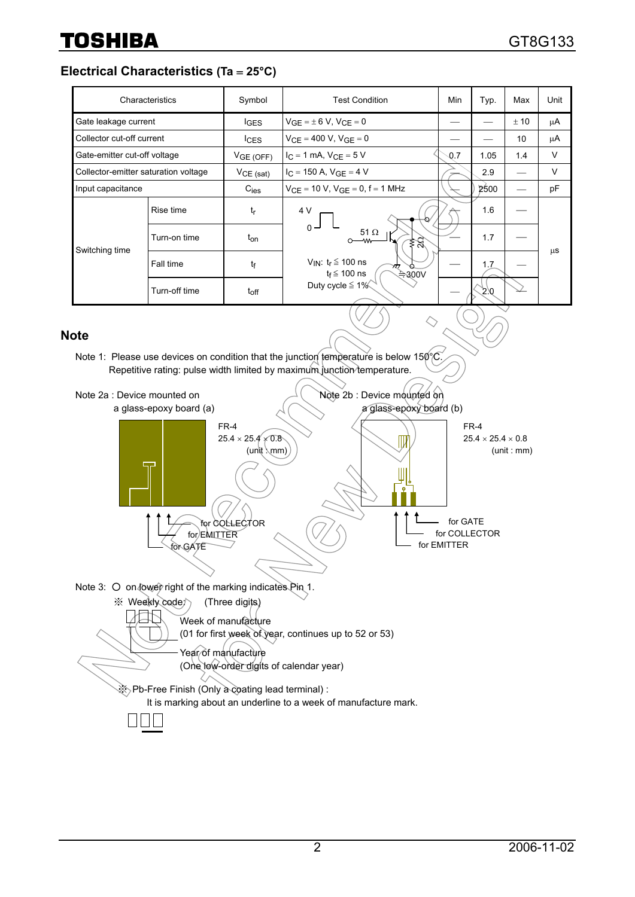## Electrical Characteristics (Ta = 25°C)

| Characteristics | | Symbol | Test Condition | Min | Typ. | Max | Unit |
|---|---|---|---|---|---|---|---|
| Gate leakage current | | $I_{GES}$ | $V_{GE}$ = ± 6 V, $V_{CE}$ = 0 | — | — | ± 10 | μA |
| Collector cut-off current | | $I_{CES}$ | $V_{CE}$ = 400 V, $V_{GE}$ = 0 | — | — | 10 | μA |
| Gate-emitter cut-off voltage | | $V_{GE\ (OFF)}$ | $I_C$ = 1 mA, $V_{CE}$ = 5 V | 0.7 | 1.05 | 1.4 | V |
| Collector-emitter saturation voltage | | $V_{CE\ (sat)}$ | $I_C$ = 150 A, $V_{GE}$ = 4 V | — | 2.9 | — | V |
| Input capacitance | | $C_{ies}$ | $V_{CE}$ = 10 V, $V_{GE}$ = 0, f = 1 MHz | — | 2500 | — | pF |
| Switching time | Rise time | $t_r$ | 4 V / 0 pulse, 51 Ω, 2 Ω, 300V; $V_{IN}$: $t_r$ ≦ 100 ns, $t_f$ ≦ 100 ns, Duty cycle ≦ 1% | — | 1.6 | — | μs |
| | Turn-on time | $t_{on}$ | | — | 1.7 | — | μs |
| | Fall time | $t_f$ | | — | 1.7 | — | μs |
| | Turn-off time | $t_{off}$ | | — | 2.0 | — | μs |

## Note

Note 1: Please use devices on condition that the junction temperature is below 150°C.
Repetitive rating: pulse width limited by maximum junction temperature.

Note 2a : Device mounted on a glass-epoxy board (a)

FR-4
25.4 × 25.4 × 0.8
(unit : mm)

for COLLECTOR
for EMITTER
for GATE

Note 2b : Device mounted on a glass-epoxy board (b)

FR-4
25.4 × 25.4 × 0.8
(unit : mm)

for GATE
for COLLECTOR
for EMITTER

Note 3: ○ on lower right of the marking indicates Pin 1.

※ Weekly code: (Three digits)

Week of manufacture
(01 for first week of year, continues up to 52 or 53)

Year of manufacture
(One low-order digits of calendar year)

※ Pb-Free Finish (Only a coating lead terminal) :
It is marking about an underline to a week of manufacture mark.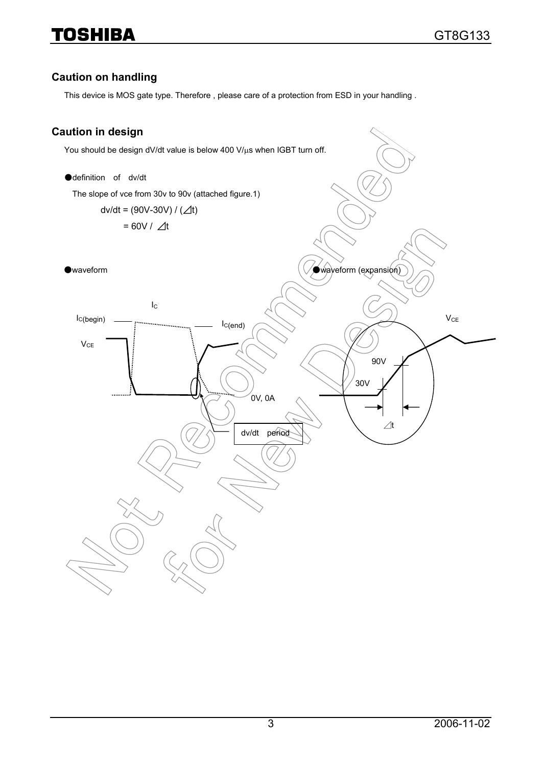## Caution on handling

This device is MOS gate type. Therefore , please care of a protection from ESD in your handling .

## Caution in design

You should be design dV/dt value is below 400 V/μs when IGBT turn off.

●definition of dv/dt

The slope of vce from 30v to 90v (attached figure.1)

$$dv/dt = (90V-30V) / (\Delta t)$$

$$= 60V / \Delta t$$

●waveform

●waveform (expansion)

$I_C$ $I_{C(begin)}$ $I_{C(end)}$ $V_{CE}$ 0V, 0A dv/dt period

$V_{CE}$ 90V 30V $\Delta t$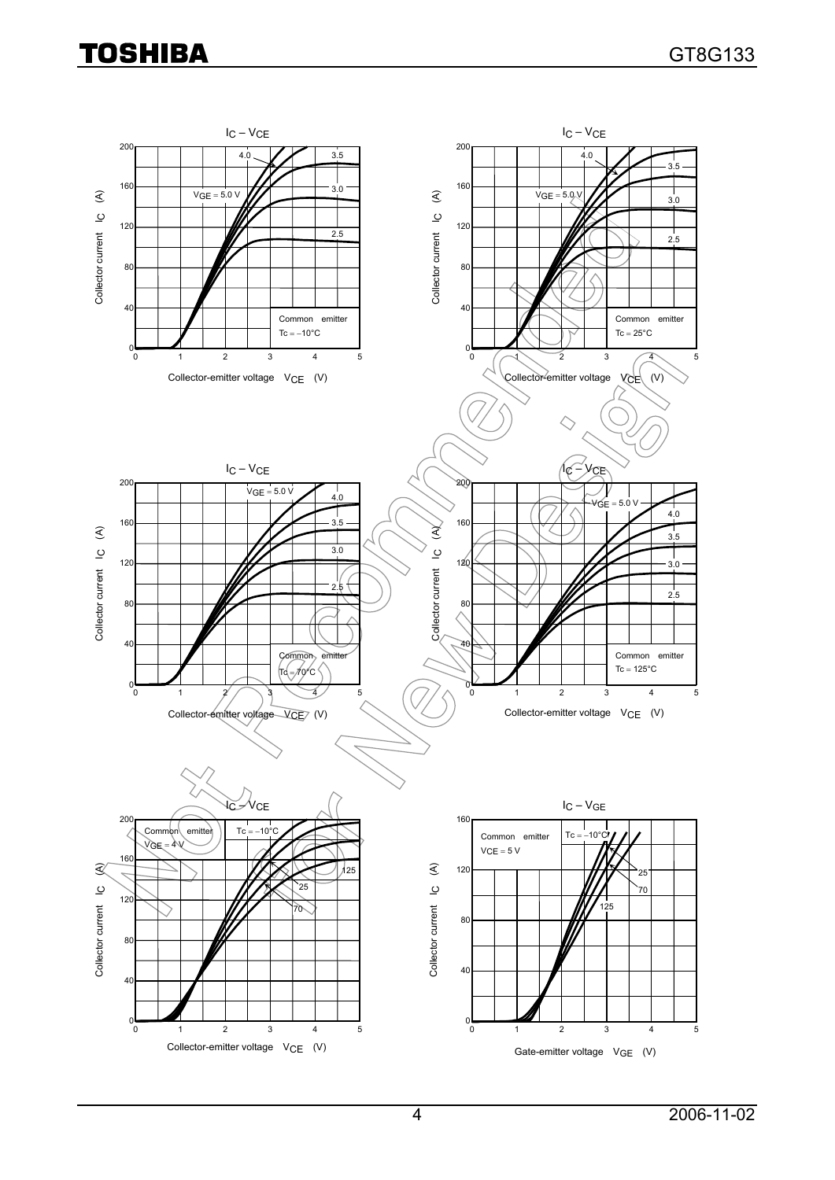## $I_C – V_{CE}$

Common emitter
$Tc = -10°C$

$V_{GE} = 5.0$ V, 4.0, 3.5, 3.0, 2.5

Collector current $I_C$ (A)

Collector-emitter voltage $V_{CE}$ (V)

## $I_C – V_{CE}$

Common emitter
$Tc = 25°C$

$V_{GE} = 5.0$ V, 4.0, 3.5, 3.0, 2.5

Collector current $I_C$ (A)

Collector-emitter voltage $V_{CE}$ (V)

## $I_C – V_{CE}$

Common emitter
$Tc = 70°C$

$V_{GE} = 5.0$ V, 4.0, 3.5, 3.0, 2.5

Collector current $I_C$ (A)

Collector-emitter voltage $V_{CE}$ (V)

## $I_C – V_{CE}$

Common emitter
$Tc = 125°C$

$V_{GE} = 5.0$ V, 4.0, 3.5, 3.0, 2.5

Collector current $I_C$ (A)

Collector-emitter voltage $V_{CE}$ (V)

## $I_C – V_{CE}$

Common emitter
$V_{GE} = 4$ V

$Tc = -10°C$, 25, 70, 125

Collector current $I_C$ (A)

Collector-emitter voltage $V_{CE}$ (V)

## $I_C – V_{GE}$

Common emitter
$VCE = 5$ V

$Tc = -10°C$, 25, 70, 125

Collector current $I_C$ (A)

Gate-emitter voltage $V_{GE}$ (V)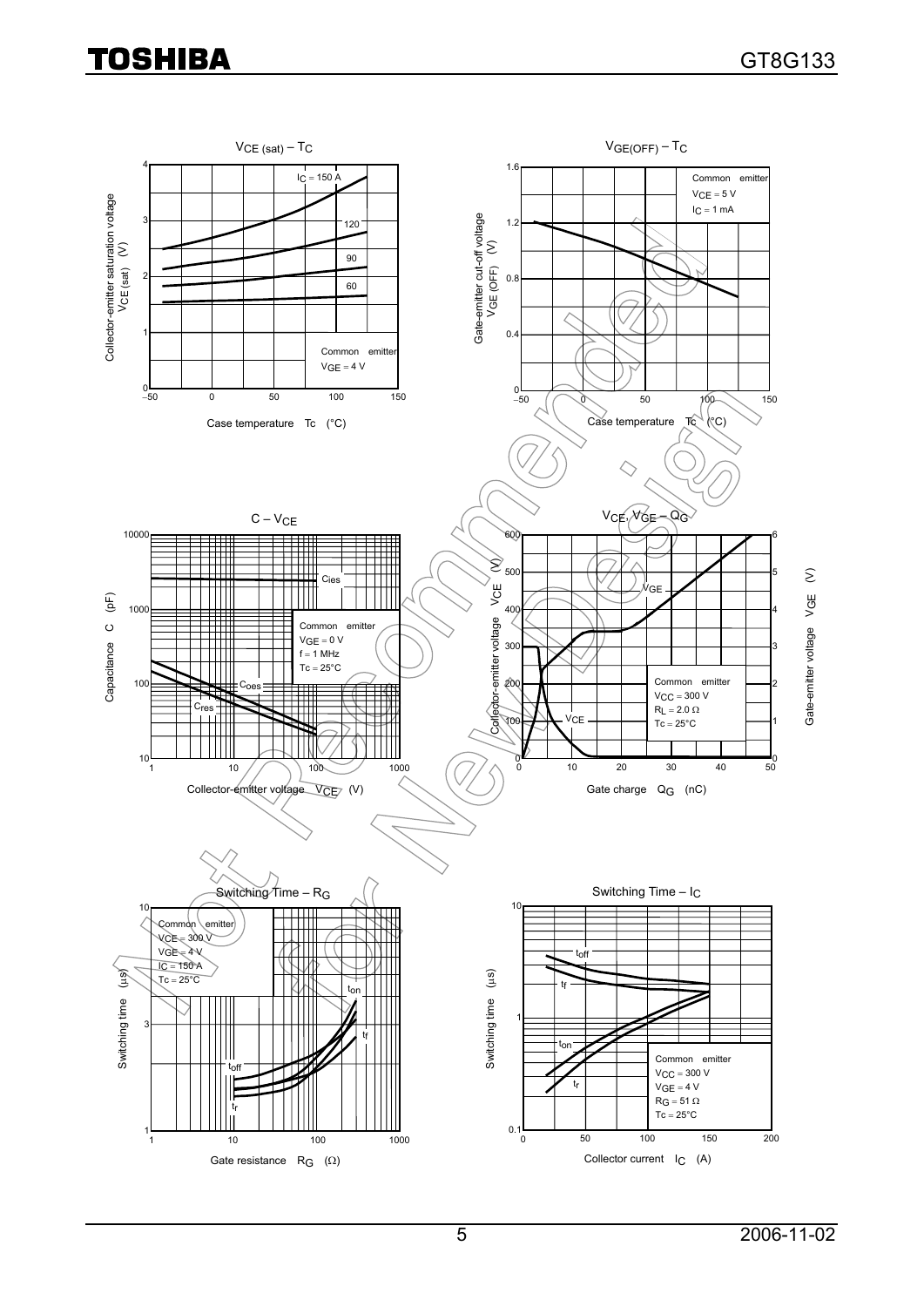$V_{CE\ (sat)}$ – $T_C$

Collector-emitter saturation voltage $V_{CE\ (sat)}$ (V)

Case temperature Tc (°C)

$I_C$ = 150 A, 120, 90, 60

Common emitter
$V_{GE}$ = 4 V

$V_{GE(OFF)}$ – $T_C$

Gate-emitter cut-off voltage $V_{GE\ (OFF)}$ (V)

Case temperature Tc (°C)

Common emitter
$V_{CE}$ = 5 V
$I_C$ = 1 mA

C – $V_{CE}$

Capacitance C (pF)

Collector-emitter voltage $V_{CE}$ (V)

Cies, Coes, Cres

Common emitter
$V_{GE}$ = 0 V
f = 1 MHz
Tc = 25°C

$V_{CE}$, $V_{GE}$ – $Q_G$

Collector-emitter voltage $V_{CE}$ (V)

Gate-emitter voltage $V_{GE}$ (V)

Gate charge $Q_G$ (nC)

Common emitter
$V_{CC}$ = 300 V
$R_L$ = 2.0 Ω
Tc = 25°C

Switching Time – $R_G$

Switching time (μs)

Gate resistance $R_G$ (Ω)

Common emitter
$V_{CE}$ = 300 V
$V_{GE}$ = 4 V
$I_C$ = 150 A
Tc = 25°C

$t_{on}$, $t_f$, $t_{off}$, $t_r$

Switching Time – $I_C$

Switching time (μs)

Collector current $I_C$ (A)

Common emitter
$V_{CC}$ = 300 V
$V_{GE}$ = 4 V
$R_G$ = 51 Ω
Tc = 25°C

$t_{off}$, $t_f$, $t_{on}$, $t_r$

2006-11-02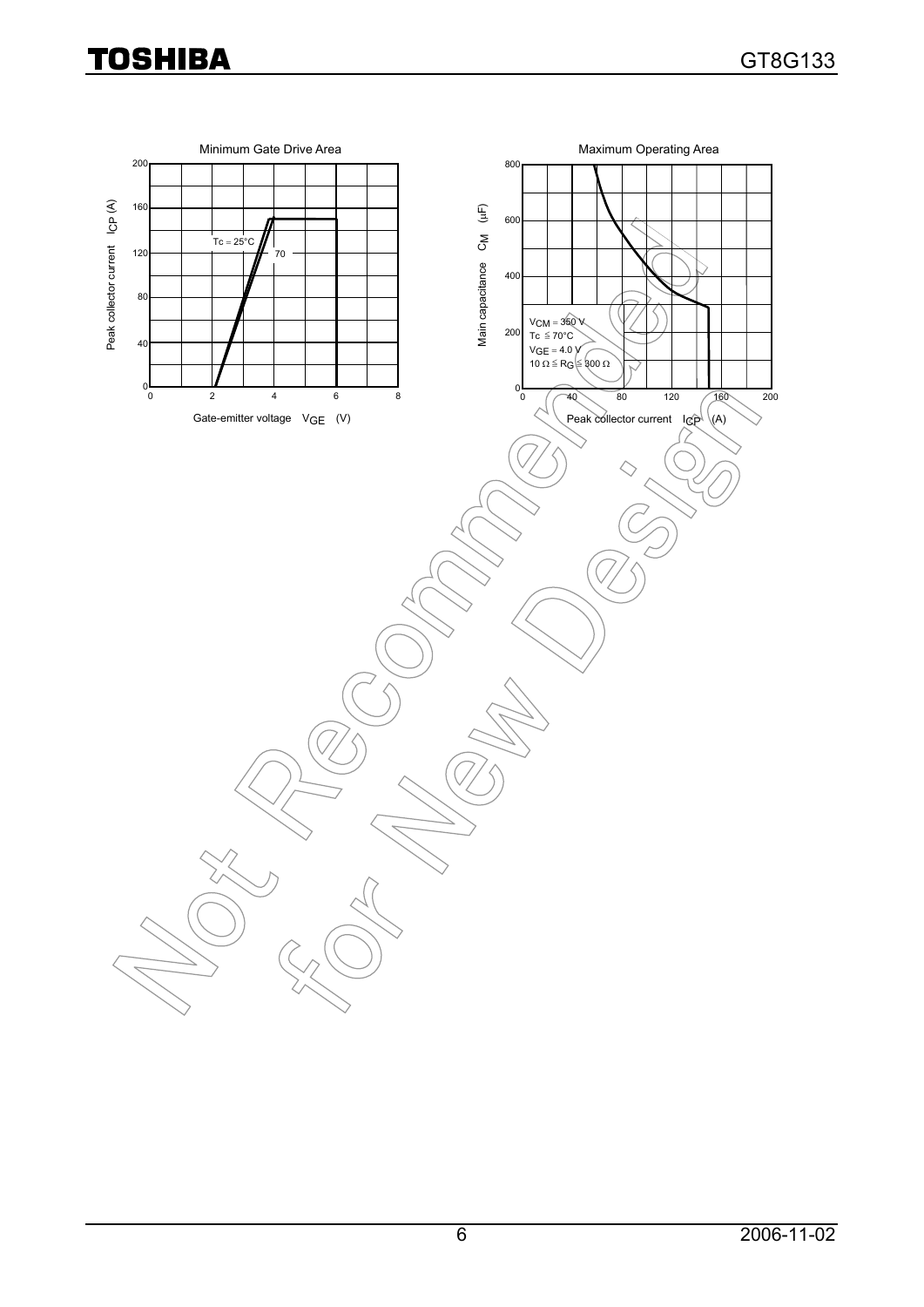Minimum Gate Drive Area

Peak collector current $I_{CP}$ (A)

Gate-emitter voltage $V_{GE}$ (V)

Tc = 25°C

70

Maximum Operating Area

Main capacitance $C_M$ (μF)

Peak collector current $I_{CP}$ (A)

$V_{CM}$ = 350 V
Tc ≦ 70°C
$V_{GE}$ = 4.0 V
10 Ω ≦ $R_G$ ≦ 300 Ω

Not Recommended for New Design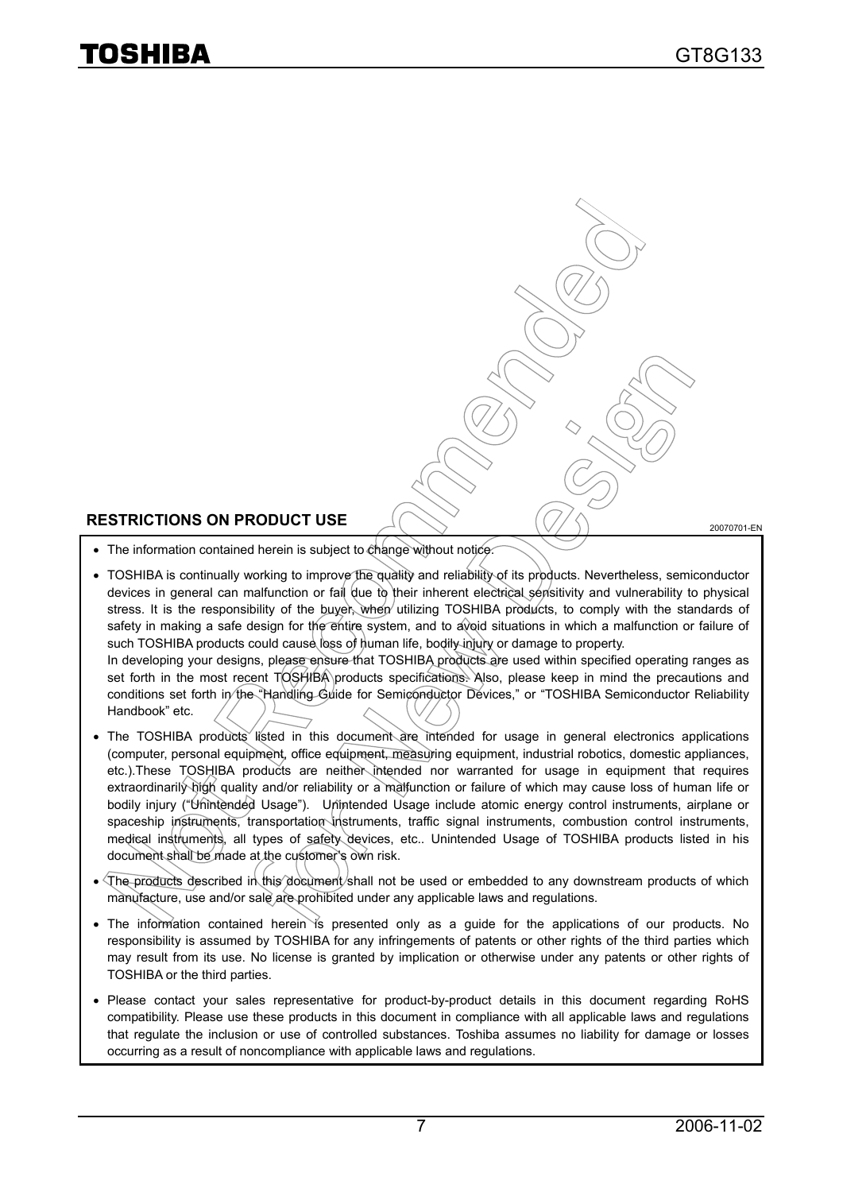## RESTRICTIONS ON PRODUCT USE

20070701-EN

- The information contained herein is subject to change without notice.
- TOSHIBA is continually working to improve the quality and reliability of its products. Nevertheless, semiconductor devices in general can malfunction or fail due to their inherent electrical sensitivity and vulnerability to physical stress. It is the responsibility of the buyer, when utilizing TOSHIBA products, to comply with the standards of safety in making a safe design for the entire system, and to avoid situations in which a malfunction or failure of such TOSHIBA products could cause loss of human life, bodily injury or damage to property.
  In developing your designs, please ensure that TOSHIBA products are used within specified operating ranges as set forth in the most recent TOSHIBA products specifications. Also, please keep in mind the precautions and conditions set forth in the "Handling Guide for Semiconductor Devices," or "TOSHIBA Semiconductor Reliability Handbook" etc.
- The TOSHIBA products listed in this document are intended for usage in general electronics applications (computer, personal equipment, office equipment, measuring equipment, industrial robotics, domestic appliances, etc.).These TOSHIBA products are neither intended nor warranted for usage in equipment that requires extraordinarily high quality and/or reliability or a malfunction or failure of which may cause loss of human life or bodily injury ("Unintended Usage"). Unintended Usage include atomic energy control instruments, airplane or spaceship instruments, transportation instruments, traffic signal instruments, combustion control instruments, medical instruments, all types of safety devices, etc.. Unintended Usage of TOSHIBA products listed in his document shall be made at the customer's own risk.
- The products described in this document shall not be used or embedded to any downstream products of which manufacture, use and/or sale are prohibited under any applicable laws and regulations.
- The information contained herein is presented only as a guide for the applications of our products. No responsibility is assumed by TOSHIBA for any infringements of patents or other rights of the third parties which may result from its use. No license is granted by implication or otherwise under any patents or other rights of TOSHIBA or the third parties.
- Please contact your sales representative for product-by-product details in this document regarding RoHS compatibility. Please use these products in this document in compliance with all applicable laws and regulations that regulate the inclusion or use of controlled substances. Toshiba assumes no liability for damage or losses occurring as a result of noncompliance with applicable laws and regulations.

2006-11-02